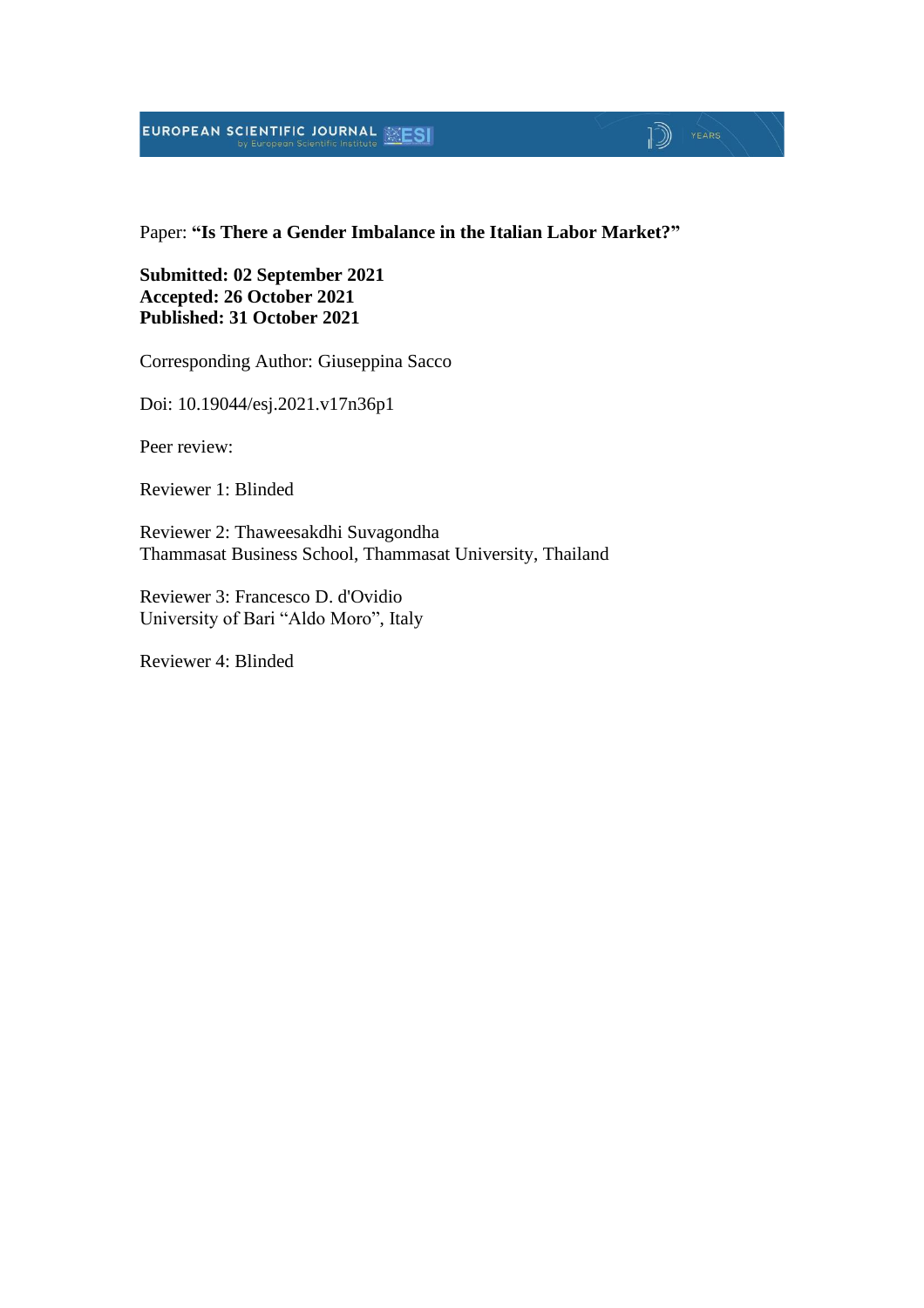Paper: **“Is There a Gender Imbalance in the Italian Labor Market?”**

**Submitted: 02 September 2021**
**Accepted: 26 October 2021**
**Published: 31 October 2021**

Corresponding Author: Giuseppina Sacco

Doi: 10.19044/esj.2021.v17n36p1

Peer review:

Reviewer 1: Blinded

Reviewer 2: Thaweesakdhi Suvagondha
Thammasat Business School, Thammasat University, Thailand

Reviewer 3: Francesco D. d'Ovidio
University of Bari “Aldo Moro”, Italy

Reviewer 4: Blinded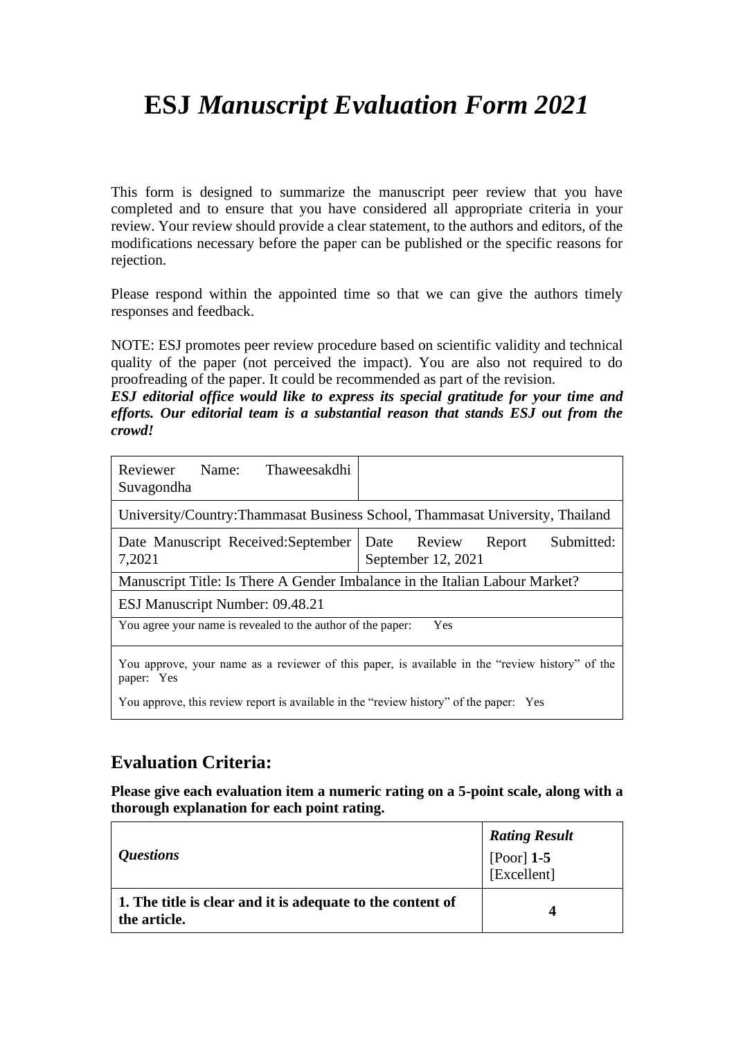# ESJ *Manuscript Evaluation Form 2021*

This form is designed to summarize the manuscript peer review that you have completed and to ensure that you have considered all appropriate criteria in your review. Your review should provide a clear statement, to the authors and editors, of the modifications necessary before the paper can be published or the specific reasons for rejection.

Please respond within the appointed time so that we can give the authors timely responses and feedback.

NOTE: ESJ promotes peer review procedure based on scientific validity and technical quality of the paper (not perceived the impact). You are also not required to do proofreading of the paper. It could be recommended as part of the revision.

***ESJ editorial office would like to express its special gratitude for your time and efforts. Our editorial team is a substantial reason that stands ESJ out from the crowd!***

| Reviewer Name: Thaweesakdhi Suvagondha | |
|---|---|
| University/Country:Thammasat Business School, Thammasat University, Thailand | |
| Date Manuscript Received:September 7,2021 | Date Review Report Submitted: September 12, 2021 |
| Manuscript Title: Is There A Gender Imbalance in the Italian Labour Market? | |
| ESJ Manuscript Number: 09.48.21 | |
| You agree your name is revealed to the author of the paper: Yes | |
| You approve, your name as a reviewer of this paper, is available in the "review history" of the paper: Yes<br>You approve, this review report is available in the "review history" of the paper: Yes | |

## Evaluation Criteria:

**Please give each evaluation item a numeric rating on a 5-point scale, along with a thorough explanation for each point rating.**

| *Questions* | ***Rating Result*** [Poor] **1-5** [Excellent] |
|---|---|
| **1. The title is clear and it is adequate to the content of the article.** | **4** |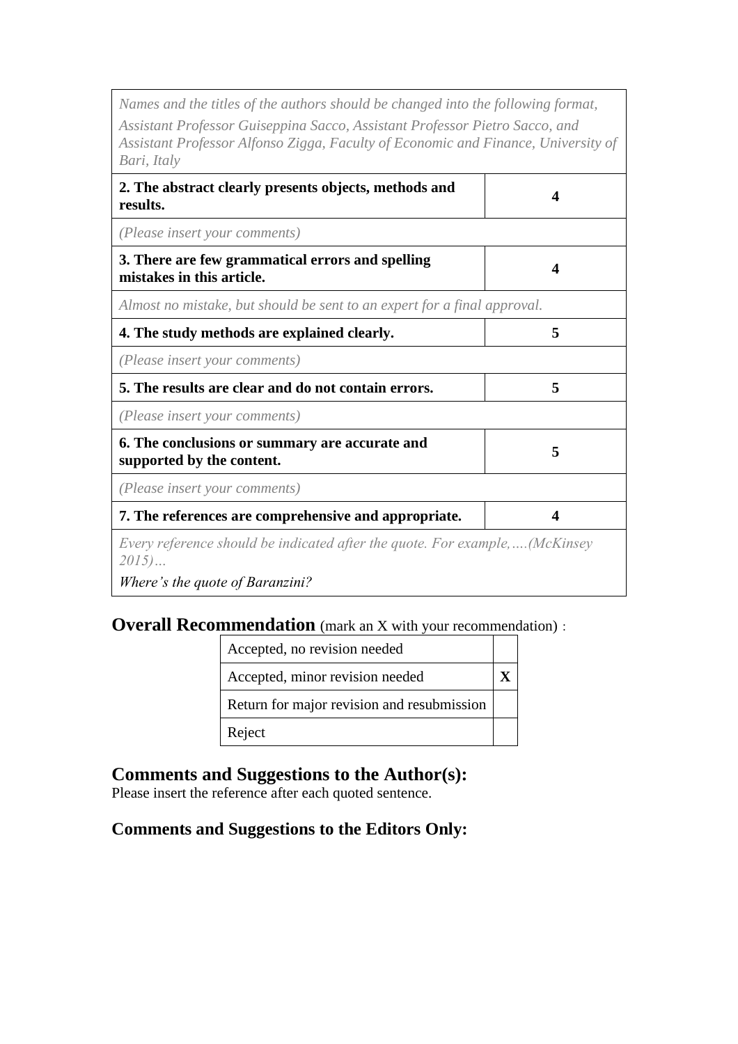| | |
|---|---|
| *Names and the titles of the authors should be changed into the following format, Assistant Professor Guiseppina Sacco, Assistant Professor Pietro Sacco, and Assistant Professor Alfonso Zigga, Faculty of Economic and Finance, University of Bari, Italy* | |
| **2. The abstract clearly presents objects, methods and results.** | **4** |
| *(Please insert your comments)* | |
| **3. There are few grammatical errors and spelling mistakes in this article.** | **4** |
| *Almost no mistake, but should be sent to an expert for a final approval.* | |
| **4. The study methods are explained clearly.** | **5** |
| *(Please insert your comments)* | |
| **5. The results are clear and do not contain errors.** | **5** |
| *(Please insert your comments)* | |
| **6. The conclusions or summary are accurate and supported by the content.** | **5** |
| *(Please insert your comments)* | |
| **7. The references are comprehensive and appropriate.** | **4** |
| *Every reference should be indicated after the quote. For example,….(McKinsey 2015)… Where's the quote of Baranzini?* | |

**Overall Recommendation** (mark an X with your recommendation) :

| Recommendation | |
|---|---|
| Accepted, no revision needed | |
| Accepted, minor revision needed | **X** |
| Return for major revision and resubmission | |
| Reject | |

## Comments and Suggestions to the Author(s):

Please insert the reference after each quoted sentence.

## Comments and Suggestions to the Editors Only: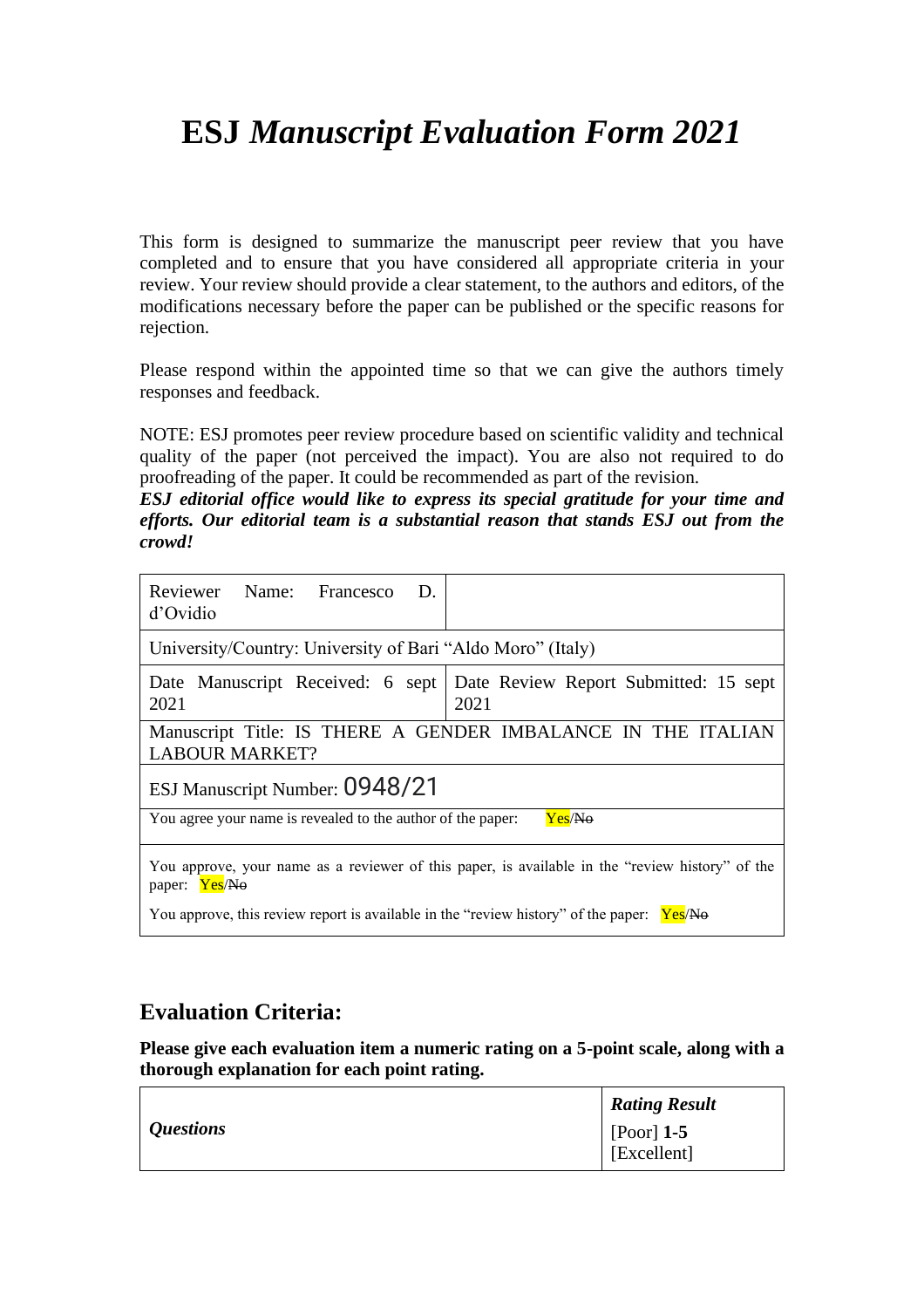# ESJ *Manuscript Evaluation Form 2021*

This form is designed to summarize the manuscript peer review that you have completed and to ensure that you have considered all appropriate criteria in your review. Your review should provide a clear statement, to the authors and editors, of the modifications necessary before the paper can be published or the specific reasons for rejection.

Please respond within the appointed time so that we can give the authors timely responses and feedback.

NOTE: ESJ promotes peer review procedure based on scientific validity and technical quality of the paper (not perceived the impact). You are also not required to do proofreading of the paper. It could be recommended as part of the revision.
***ESJ editorial office would like to express its special gratitude for your time and efforts. Our editorial team is a substantial reason that stands ESJ out from the crowd!***

| Reviewer Name: Francesco D. d'Ovidio | |
|---|---|
| University/Country: University of Bari "Aldo Moro" (Italy) | |
| Date Manuscript Received: 6 sept 2021 | Date Review Report Submitted: 15 sept 2021 |
| Manuscript Title: IS THERE A GENDER IMBALANCE IN THE ITALIAN LABOUR MARKET? | |
| ESJ Manuscript Number: 0948/21 | |
| You agree your name is revealed to the author of the paper: Yes/~~No~~ | |
| You approve, your name as a reviewer of this paper, is available in the "review history" of the paper: Yes/~~No~~<br>You approve, this review report is available in the "review history" of the paper: Yes/~~No~~ | |

## Evaluation Criteria:

**Please give each evaluation item a numeric rating on a 5-point scale, along with a thorough explanation for each point rating.**

| *Questions* | ***Rating Result***<br>[Poor] **1-5** [Excellent] |
|---|---|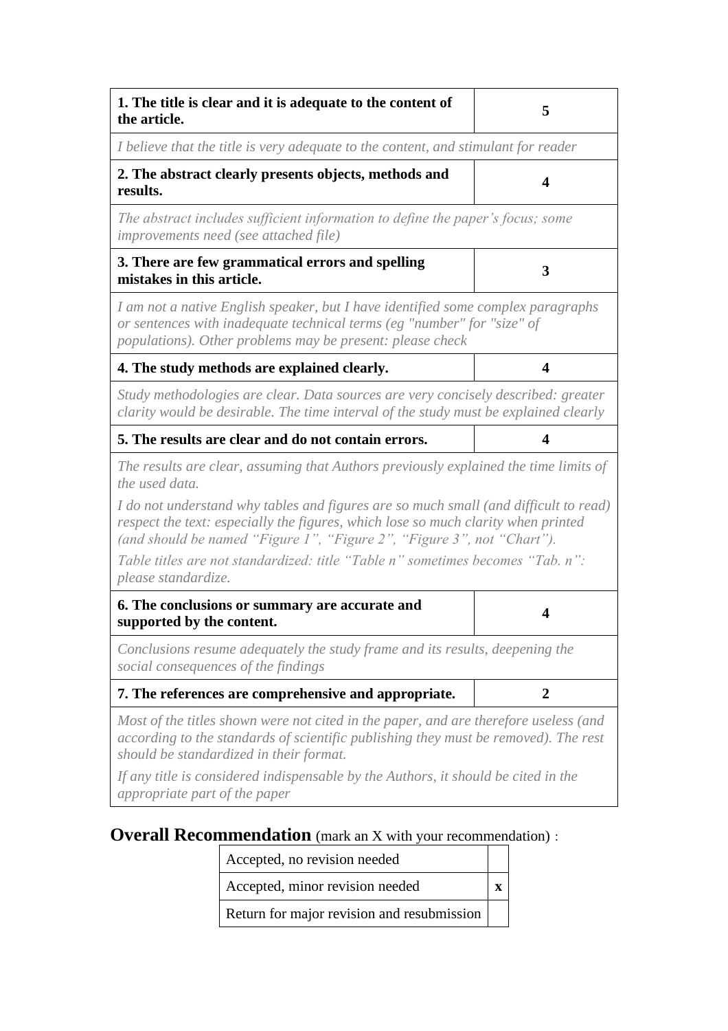| 1. The title is clear and it is adequate to the content of the article. | 5 |
|---|---|
| *I believe that the title is very adequate to the content, and stimulant for reader* | |
| **2. The abstract clearly presents objects, methods and results.** | **4** |
| *The abstract includes sufficient information to define the paper's focus; some improvements need (see attached file)* | |
| **3. There are few grammatical errors and spelling mistakes in this article.** | **3** |
| *I am not a native English speaker, but I have identified some complex paragraphs or sentences with inadequate technical terms (eg "number" for "size" of populations). Other problems may be present: please check* | |
| **4. The study methods are explained clearly.** | **4** |
| *Study methodologies are clear. Data sources are very concisely described: greater clarity would be desirable. The time interval of the study must be explained clearly* | |
| **5. The results are clear and do not contain errors.** | **4** |
| *The results are clear, assuming that Authors previously explained the time limits of the used data.*<br>*I do not understand why tables and figures are so much small (and difficult to read) respect the text: especially the figures, which lose so much clarity when printed (and should be named "Figure 1", "Figure 2", "Figure 3", not "Chart").*<br>*Table titles are not standardized: title "Table n" sometimes becomes "Tab. n": please standardize.* | |
| **6. The conclusions or summary are accurate and supported by the content.** | **4** |
| *Conclusions resume adequately the study frame and its results, deepening the social consequences of the findings* | |
| **7. The references are comprehensive and appropriate.** | **2** |
| *Most of the titles shown were not cited in the paper, and are therefore useless (and according to the standards of scientific publishing they must be removed). The rest should be standardized in their format.*<br>*If any title is considered indispensable by the Authors, it should be cited in the appropriate part of the paper* | |

**Overall Recommendation** (mark an X with your recommendation) :

| Accepted, no revision needed | |
|---|---|
| Accepted, minor revision needed | **x** |
| Return for major revision and resubmission | |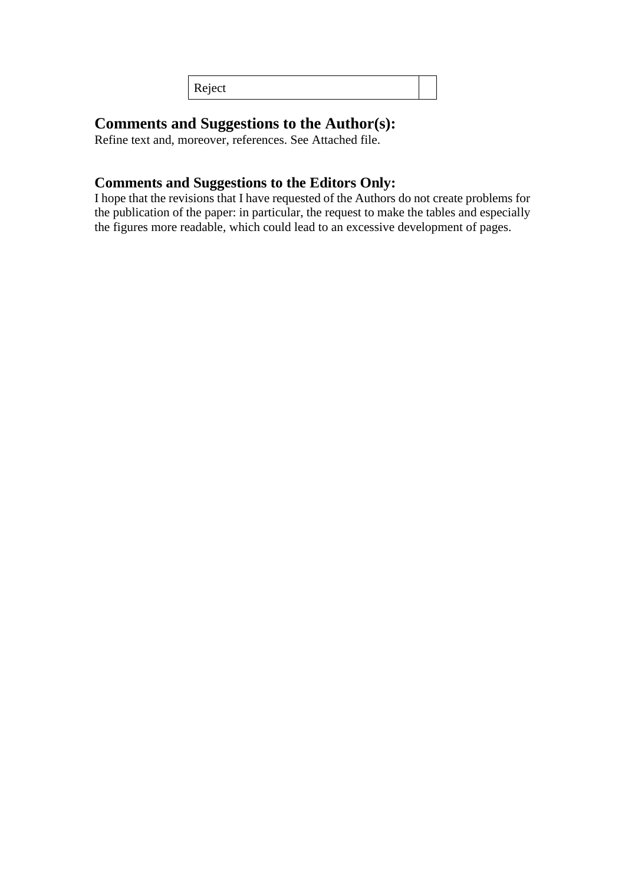| | |
|---|---|
| Reject | |

## Comments and Suggestions to the Author(s):

Refine text and, moreover, references. See Attached file.

## Comments and Suggestions to the Editors Only:

I hope that the revisions that I have requested of the Authors do not create problems for the publication of the paper: in particular, the request to make the tables and especially the figures more readable, which could lead to an excessive development of pages.